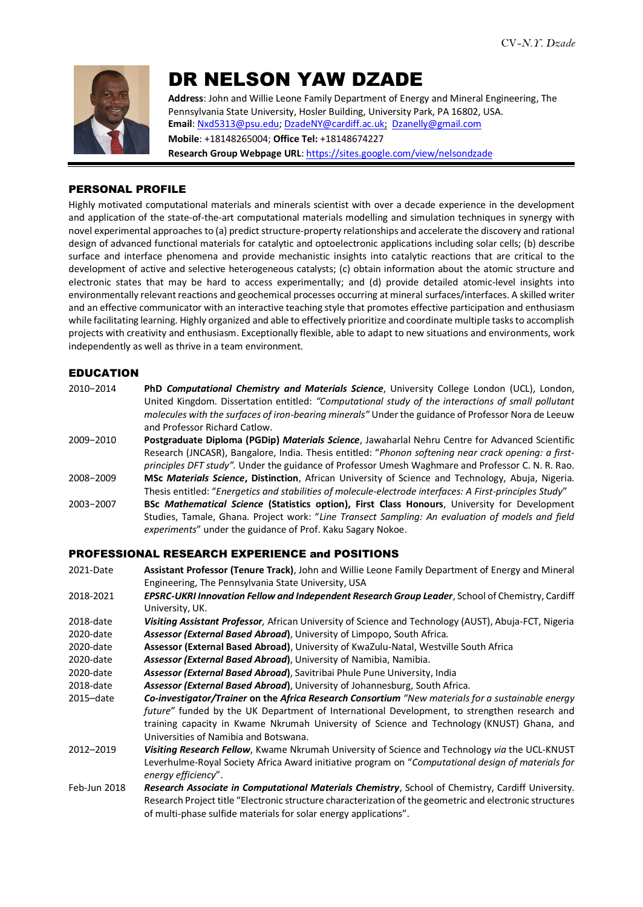# DR NELSON YAW DZADE

**Address**: John and Willie Leone Family Department of Energy and Mineral Engineering, The Pennsylvania State University, Hosler Building, University Park, PA 16802, USA.
**Email**: Nxd5313@psu.edu; DzadeNY@cardiff.ac.uk; Dzanelly@gmail.com
**Mobile**: +18148265004; **Office Tel:** +18148674227
**Research Group Webpage URL**: https://sites.google.com/view/nelsondzade

## PERSONAL PROFILE

Highly motivated computational materials and minerals scientist with over a decade experience in the development and application of the state-of-the-art computational materials modelling and simulation techniques in synergy with novel experimental approaches to (a) predict structure-property relationships and accelerate the discovery and rational design of advanced functional materials for catalytic and optoelectronic applications including solar cells; (b) describe surface and interface phenomena and provide mechanistic insights into catalytic reactions that are critical to the development of active and selective heterogeneous catalysts; (c) obtain information about the atomic structure and electronic states that may be hard to access experimentally; and (d) provide detailed atomic-level insights into environmentally relevant reactions and geochemical processes occurring at mineral surfaces/interfaces. A skilled writer and an effective communicator with an interactive teaching style that promotes effective participation and enthusiasm while facilitating learning. Highly organized and able to effectively prioritize and coordinate multiple tasks to accomplish projects with creativity and enthusiasm. Exceptionally flexible, able to adapt to new situations and environments, work independently as well as thrive in a team environment.

## EDUCATION

**2010–2014** — **PhD *Computational Chemistry and Materials Science***, University College London (UCL), London, United Kingdom. Dissertation entitled: *"Computational study of the interactions of small pollutant molecules with the surfaces of iron-bearing minerals"* Under the guidance of Professor Nora de Leeuw and Professor Richard Catlow.

**2009–2010** — **Postgraduate Diploma (PGDip) *Materials Science***, Jawaharlal Nehru Centre for Advanced Scientific Research (JNCASR), Bangalore, India. Thesis entitled: "*Phonon softening near crack opening: a first-principles DFT study"*. Under the guidance of Professor Umesh Waghmare and Professor C. N. R. Rao.

**2008–2009** — **MSc *Materials Science*, Distinction**, African University of Science and Technology, Abuja, Nigeria. Thesis entitled: "*Energetics and stabilities of molecule-electrode interfaces: A First-principles Study*"

**2003–2007** — **BSc *Mathematical Science* (Statistics option), First Class Honours**, University for Development Studies, Tamale, Ghana. Project work: "*Line Transect Sampling: An evaluation of models and field experiments*" under the guidance of Prof. Kaku Sagary Nokoe.

## PROFESSIONAL RESEARCH EXPERIENCE and POSITIONS

**2021-Date** — **Assistant Professor (Tenure Track)**, John and Willie Leone Family Department of Energy and Mineral Engineering, The Pennsylvania State University, USA

**2018-2021** — ***EPSRC-UKRI Innovation Fellow and Independent Research Group Leader***, School of Chemistry, Cardiff University, UK.

**2018-date** — ***Visiting Assistant Professor,*** African University of Science and Technology (AUST), Abuja-FCT, Nigeria

**2020-date** — ***Assessor (External Based Abroad)***, University of Limpopo, South Africa.

**2020-date** — **Assessor (External Based Abroad)**, University of KwaZulu-Natal, Westville South Africa

**2020-date** — ***Assessor (External Based Abroad)***, University of Namibia, Namibia.

**2020-date** — ***Assessor (External Based Abroad)***, Savitribai Phule Pune University, India

**2018-date** — ***Assessor (External Based Abroad)***, University of Johannesburg, South Africa.

**2015–date** — ***Co-investigator/Trainer* on the *Africa Research Consortium*** *"New materials for a sustainable energy future"* funded by the UK Department of International Development, to strengthen research and training capacity in Kwame Nkrumah University of Science and Technology (KNUST) Ghana, and Universities of Namibia and Botswana.

**2012–2019** — ***Visiting Research Fellow***, Kwame Nkrumah University of Science and Technology *via* the UCL-KNUST Leverhulme-Royal Society Africa Award initiative program on "*Computational design of materials for energy efficiency*".

**Feb-Jun 2018** — ***Research Associate in Computational Materials Chemistry***, School of Chemistry, Cardiff University. Research Project title "Electronic structure characterization of the geometric and electronic structures of multi-phase sulfide materials for solar energy applications".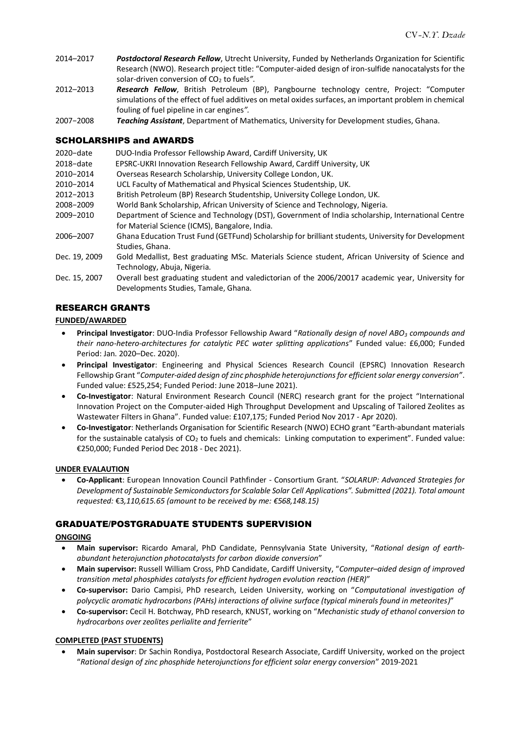2014–2017 ***Postdoctoral Research Fellow***, Utrecht University, Funded by Netherlands Organization for Scientific Research (NWO). Research project title: "Computer-aided design of iron-sulfide nanocatalysts for the solar-driven conversion of $CO_2$ to fuels*"*.

2012–2013 ***Research Fellow***, British Petroleum (BP), Pangbourne technology centre, Project: "Computer simulations of the effect of fuel additives on metal oxides surfaces, an important problem in chemical fouling of fuel pipeline in car engines*"*.

2007–2008 ***Teaching Assistant***, Department of Mathematics, University for Development studies, Ghana.

## SCHOLARSHIPS and AWARDS

2020–date DUO-India Professor Fellowship Award, Cardiff University, UK

2018–date EPSRC-UKRI Innovation Research Fellowship Award, Cardiff University, UK

2010–2014 Overseas Research Scholarship, University College London, UK.

2010–2014 UCL Faculty of Mathematical and Physical Sciences Studentship, UK.

2012–2013 British Petroleum (BP) Research Studentship, University College London, UK.

2008–2009 World Bank Scholarship, African University of Science and Technology, Nigeria.

2009–2010 Department of Science and Technology (DST), Government of India scholarship, International Centre for Material Science (ICMS), Bangalore, India.

2006–2007 Ghana Education Trust Fund (GETFund) Scholarship for brilliant students, University for Development Studies, Ghana.

Dec. 19, 2009 Gold Medallist, Best graduating MSc. Materials Science student, African University of Science and Technology, Abuja, Nigeria.

Dec. 15, 2007 Overall best graduating student and valedictorian of the 2006/20017 academic year, University for Developments Studies, Tamale, Ghana.

## RESEARCH GRANTS

**FUNDED/AWARDED**

- **Principal Investigator**: DUO-India Professor Fellowship Award "*Rationally design of novel $ABO_3$ compounds and their nano-hetero-architectures for catalytic PEC water splitting applications*" Funded value: £6,000; Funded Period: Jan. 2020–Dec. 2020).
- **Principal Investigator**: Engineering and Physical Sciences Research Council (EPSRC) Innovation Research Fellowship Grant "*Computer-aided design of zinc phosphide heterojunctions for efficient solar energy conversion"*. Funded value: £525,254; Funded Period: June 2018–June 2021).
- **Co-Investigator**: Natural Environment Research Council (NERC) research grant for the project "International Innovation Project on the Computer-aided High Throughput Development and Upscaling of Tailored Zeolites as Wastewater Filters in Ghana". Funded value: £107,175; Funded Period Nov 2017 - Apr 2020).
- **Co-Investigator**: Netherlands Organisation for Scientific Research (NWO) ECHO grant "Earth-abundant materials for the sustainable catalysis of $CO_2$ to fuels and chemicals: Linking computation to experiment". Funded value: €250,000; Funded Period Dec 2018 - Dec 2021).

**UNDER EVALAUTION**

- **Co-Applicant**: European Innovation Council Pathfinder - Consortium Grant. "*SOLARUP: Advanced Strategies for Development of Sustainable Semiconductors for Scalable Solar Cell Applications". Submitted (2021). Total amount requested:* €3*,110,615.65 (amount to be received by me: €568,148.15)*

## GRADUATE/POSTGRADUATE STUDENTS SUPERVISION

**ONGOING**

- **Main supervisor:** Ricardo Amaral, PhD Candidate, Pennsylvania State University, "*Rational design of earth-abundant heterojunction photocatalysts for carbon dioxide conversion*"
- **Main supervisor:** Russell William Cross, PhD Candidate, Cardiff University, "*Computer–aided design of improved transition metal phosphides catalysts for efficient hydrogen evolution reaction (HER)*"
- **Co-supervisor:** Dario Campisi, PhD research, Leiden University, working on "*Computational investigation of polycyclic aromatic hydrocarbons (PAHs) interactions of olivine surface (typical minerals found in meteorites)*"
- **Co-supervisor:** Cecil H. Botchway, PhD research, KNUST, working on "*Mechanistic study of ethanol conversion to hydrocarbons over zeolites perlialite and ferrierite*"

**COMPLETED (PAST STUDENTS)**

- **Main supervisor**: Dr Sachin Rondiya, Postdoctoral Research Associate, Cardiff University, worked on the project "*Rational design of zinc phosphide heterojunctions for efficient solar energy conversion*" 2019-2021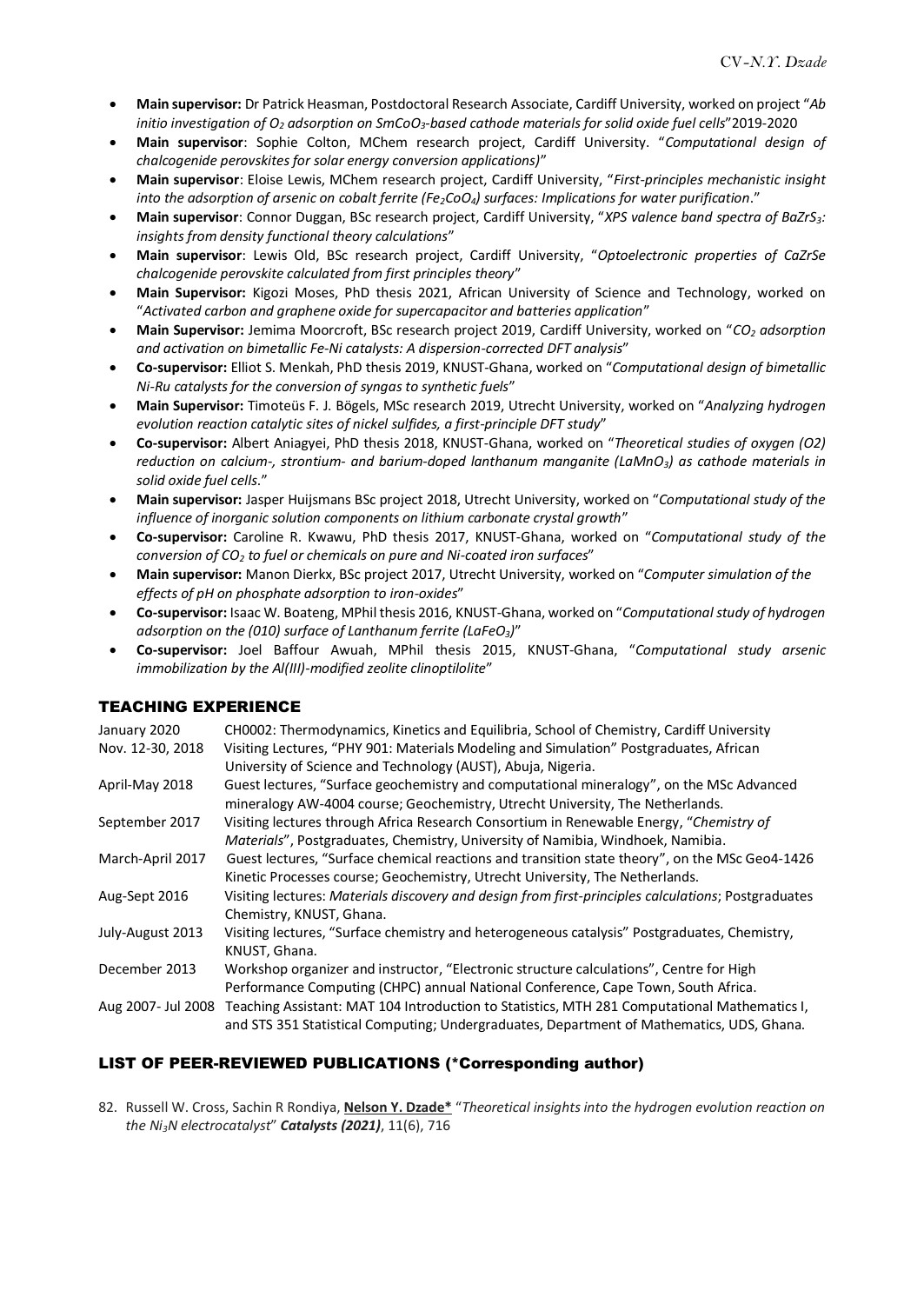- **Main supervisor:** Dr Patrick Heasman, Postdoctoral Research Associate, Cardiff University, worked on project "*Ab initio investigation of $O_2$ adsorption on $SmCoO_3$-based cathode materials for solid oxide fuel cells*"2019-2020
- **Main supervisor**: Sophie Colton, MChem research project, Cardiff University. "*Computational design of chalcogenide perovskites for solar energy conversion applications)*"
- **Main supervisor**: Eloise Lewis, MChem research project, Cardiff University, "*First-principles mechanistic insight into the adsorption of arsenic on cobalt ferrite ($Fe_2CoO_4$) surfaces: Implications for water purification*."
- **Main supervisor**: Connor Duggan, BSc research project, Cardiff University, "*XPS valence band spectra of $BaZrS_3$: insights from density functional theory calculations*"
- **Main supervisor**: Lewis Old, BSc research project, Cardiff University, "*Optoelectronic properties of CaZrSe chalcogenide perovskite calculated from first principles theory*"
- **Main Supervisor:** Kigozi Moses, PhD thesis 2021, African University of Science and Technology, worked on "*Activated carbon and graphene oxide for supercapacitor and batteries application*"
- **Main Supervisor:** Jemima Moorcroft, BSc research project 2019, Cardiff University, worked on "*$CO_2$ adsorption and activation on bimetallic Fe-Ni catalysts: A dispersion-corrected DFT analysis*"
- **Co-supervisor:** Elliot S. Menkah, PhD thesis 2019, KNUST-Ghana, worked on "*Computational design of bimetallic Ni-Ru catalysts for the conversion of syngas to synthetic fuels*"
- **Main Supervisor:** Timoteüs F. J. Bögels, MSc research 2019, Utrecht University, worked on "*Analyzing hydrogen evolution reaction catalytic sites of nickel sulfides, a first-principle DFT study*"
- **Co-supervisor:** Albert Aniagyei, PhD thesis 2018, KNUST-Ghana, worked on "*Theoretical studies of oxygen (O2) reduction on calcium-, strontium- and barium-doped lanthanum manganite ($LaMnO_3$) as cathode materials in solid oxide fuel cells*."
- **Main supervisor:** Jasper Huijsmans BSc project 2018, Utrecht University, worked on "*Computational study of the influence of inorganic solution components on lithium carbonate crystal growth*"
- **Co-supervisor:** Caroline R. Kwawu, PhD thesis 2017, KNUST-Ghana, worked on "*Computational study of the conversion of $CO_2$ to fuel or chemicals on pure and Ni-coated iron surfaces*"
- **Main supervisor:** Manon Dierkx, BSc project 2017, Utrecht University, worked on "*Computer simulation of the effects of pH on phosphate adsorption to iron-oxides*"
- **Co-supervisor:** Isaac W. Boateng, MPhil thesis 2016, KNUST-Ghana, worked on "*Computational study of hydrogen adsorption on the (010) surface of Lanthanum ferrite ($LaFeO_3$)*"
- **Co-supervisor:** Joel Baffour Awuah, MPhil thesis 2015, KNUST-Ghana, "*Computational study arsenic immobilization by the Al(III)-modified zeolite clinoptilolite*"

## TEACHING EXPERIENCE

| | |
|---|---|
| January 2020 | CH0002: Thermodynamics, Kinetics and Equilibria, School of Chemistry, Cardiff University |
| Nov. 12-30, 2018 | Visiting Lectures, "PHY 901: Materials Modeling and Simulation" Postgraduates, African University of Science and Technology (AUST), Abuja, Nigeria. |
| April-May 2018 | Guest lectures, "Surface geochemistry and computational mineralogy", on the MSc Advanced mineralogy AW-4004 course; Geochemistry, Utrecht University, The Netherlands. |
| September 2017 | Visiting lectures through Africa Research Consortium in Renewable Energy, "*Chemistry of Materials*", Postgraduates, Chemistry, University of Namibia, Windhoek, Namibia. |
| March-April 2017 | Guest lectures, "Surface chemical reactions and transition state theory", on the MSc Geo4-1426 Kinetic Processes course; Geochemistry, Utrecht University, The Netherlands. |
| Aug-Sept 2016 | Visiting lectures: *Materials discovery and design from first-principles calculations*; Postgraduates Chemistry, KNUST, Ghana. |
| July-August 2013 | Visiting lectures, "Surface chemistry and heterogeneous catalysis" Postgraduates, Chemistry, KNUST, Ghana. |
| December 2013 | Workshop organizer and instructor, "Electronic structure calculations", Centre for High Performance Computing (CHPC) annual National Conference, Cape Town, South Africa. |
| Aug 2007- Jul 2008 | Teaching Assistant: MAT 104 Introduction to Statistics, MTH 281 Computational Mathematics I, and STS 351 Statistical Computing; Undergraduates, Department of Mathematics, UDS, Ghana. |

## LIST OF PEER-REVIEWED PUBLICATIONS (*Corresponding author)

82. Russell W. Cross, Sachin R Rondiya, **Nelson Y. Dzade*** "*Theoretical insights into the hydrogen evolution reaction on the $Ni_3N$ electrocatalyst*" ***Catalysts (2021)***, 11(6), 716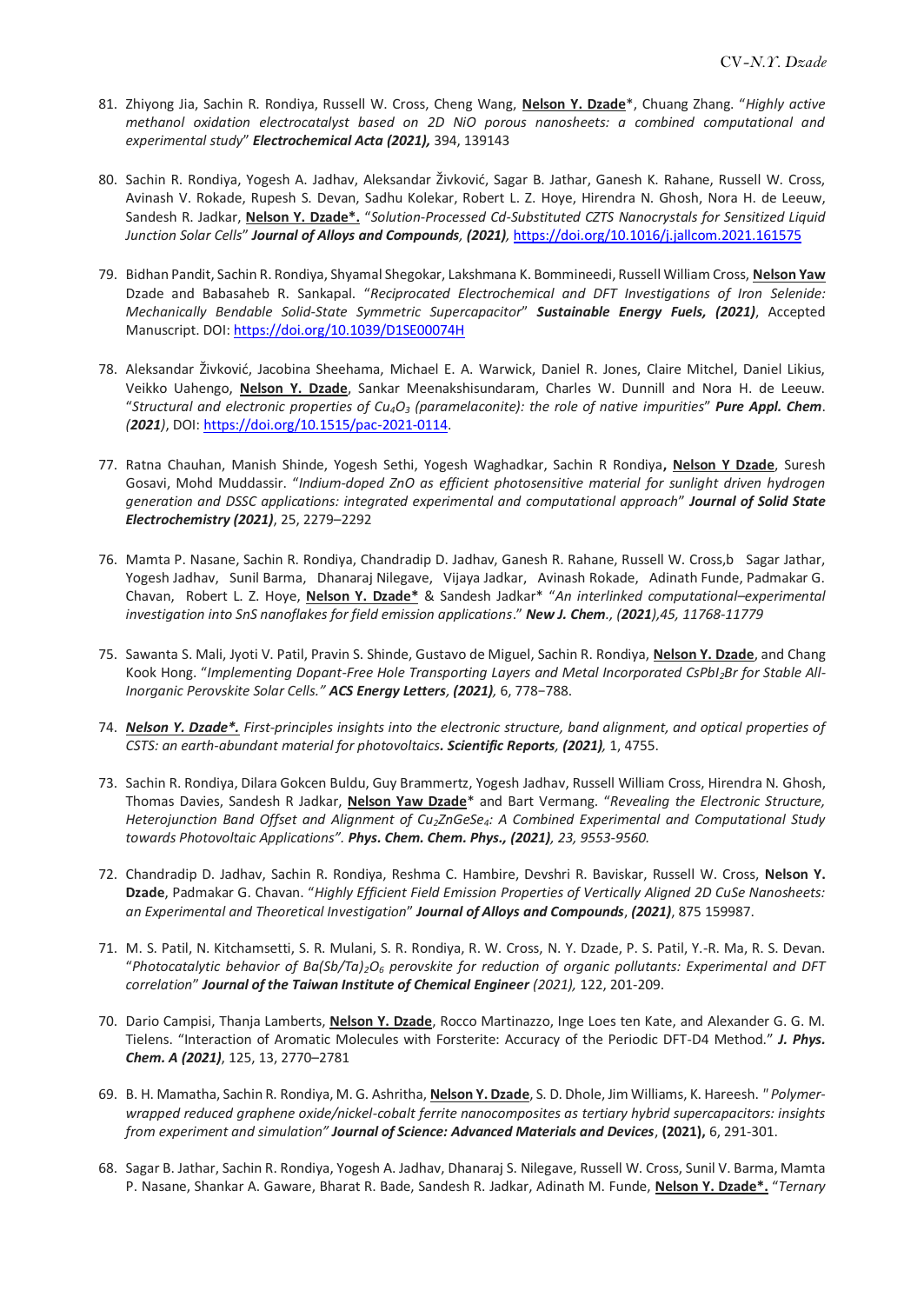81. Zhiyong Jia, Sachin R. Rondiya, Russell W. Cross, Cheng Wang, **Nelson Y. Dzade***, Chuang Zhang. "*Highly active methanol oxidation electrocatalyst based on 2D NiO porous nanosheets: a combined computational and experimental study*" ***Electrochemical Acta (2021),*** 394, 139143

80. Sachin R. Rondiya, Yogesh A. Jadhav, Aleksandar Živković, Sagar B. Jathar, Ganesh K. Rahane, Russell W. Cross, Avinash V. Rokade, Rupesh S. Devan, Sadhu Kolekar, Robert L. Z. Hoye, Hirendra N. Ghosh, Nora H. de Leeuw, Sandesh R. Jadkar, **Nelson Y. Dzade*.** "*Solution-Processed Cd-Substituted CZTS Nanocrystals for Sensitized Liquid Junction Solar Cells*" ***Journal of Alloys and Compounds, (2021),*** https://doi.org/10.1016/j.jallcom.2021.161575

79. Bidhan Pandit, Sachin R. Rondiya, Shyamal Shegokar, Lakshmana K. Bommineedi, Russell William Cross, **Nelson Yaw** Dzade and Babasaheb R. Sankapal. "*Reciprocated Electrochemical and DFT Investigations of Iron Selenide: Mechanically Bendable Solid-State Symmetric Supercapacitor*" ***Sustainable Energy Fuels, (2021)***, Accepted Manuscript. DOI: https://doi.org/10.1039/D1SE00074H

78. Aleksandar Živković, Jacobina Sheehama, Michael E. A. Warwick, Daniel R. Jones, Claire Mitchel, Daniel Likius, Veikko Uahengo, **Nelson Y. Dzade**, Sankar Meenakshisundaram, Charles W. Dunnill and Nora H. de Leeuw. "*Structural and electronic properties of $Cu_4O_3$ (paramelaconite): the role of native impurities*" ***Pure Appl. Chem. (2021)***, DOI: https://doi.org/10.1515/pac-2021-0114.

77. Ratna Chauhan, Manish Shinde, Yogesh Sethi, Yogesh Waghadkar, Sachin R Rondiya**, Nelson Y Dzade**, Suresh Gosavi, Mohd Muddassir. "*Indium-doped ZnO as efficient photosensitive material for sunlight driven hydrogen generation and DSSC applications: integrated experimental and computational approach*" ***Journal of Solid State Electrochemistry (2021)***, 25, 2279–2292

76. Mamta P. Nasane, Sachin R. Rondiya, Chandradip D. Jadhav, Ganesh R. Rahane, Russell W. Cross,b Sagar Jathar, Yogesh Jadhav, Sunil Barma, Dhanaraj Nilegave, Vijaya Jadkar, Avinash Rokade, Adinath Funde, Padmakar G. Chavan, Robert L. Z. Hoye, **Nelson Y. Dzade*** & Sandesh Jadkar* "*An interlinked computational–experimental investigation into SnS nanoflakes for field emission applications*." ***New J. Chem***., ***(2021)***,45, 11768-11779

75. Sawanta S. Mali, Jyoti V. Patil, Pravin S. Shinde, Gustavo de Miguel, Sachin R. Rondiya, **Nelson Y. Dzade**, and Chang Kook Hong. "*Implementing Dopant-Free Hole Transporting Layers and Metal Incorporated $CsPbI_2Br$ for Stable All-Inorganic Perovskite Solar Cells."* ***ACS Energy Letters***, ***(2021)***, 6, 778−788.

74. ***Nelson Y. Dzade*.*** *First-principles insights into the electronic structure, band alignment, and optical properties of CSTS: an earth-abundant material for photovoltaics**. Scientific Reports*, *(2021)***, 1, 4755.

73. Sachin R. Rondiya, Dilara Gokcen Buldu, Guy Brammertz, Yogesh Jadhav, Russell William Cross, Hirendra N. Ghosh, Thomas Davies, Sandesh R Jadkar, **Nelson Yaw Dzade*** and Bart Vermang. "*Revealing the Electronic Structure, Heterojunction Band Offset and Alignment of $Cu_2ZnGeSe_4$: A Combined Experimental and Computational Study towards Photovoltaic Applications". **Phys. Chem. Chem. Phys., (2021)**, 23, 9553-9560.*

72. Chandradip D. Jadhav, Sachin R. Rondiya, Reshma C. Hambire, Devshri R. Baviskar, Russell W. Cross, **Nelson Y. Dzade**, Padmakar G. Chavan. "*Highly Efficient Field Emission Properties of Vertically Aligned 2D CuSe Nanosheets: an Experimental and Theoretical Investigation*" ***Journal of Alloys and Compounds***, ***(2021)***, 875 159987.

71. M. S. Patil, N. Kitchamsetti, S. R. Mulani, S. R. Rondiya, R. W. Cross, N. Y. Dzade, P. S. Patil, Y.-R. Ma, R. S. Devan. "*Photocatalytic behavior of $Ba(Sb/Ta)_2O_6$ perovskite for reduction of organic pollutants: Experimental and DFT correlation*" ***Journal of the Taiwan Institute of Chemical Engineer*** *(2021),* 122, 201-209.

70. Dario Campisi, Thanja Lamberts, **Nelson Y. Dzade**, Rocco Martinazzo, Inge Loes ten Kate, and Alexander G. G. M. Tielens. "Interaction of Aromatic Molecules with Forsterite: Accuracy of the Periodic DFT-D4 Method." ***J. Phys. Chem. A (2021)***, 125, 13, 2770–2781

69. B. H. Mamatha, Sachin R. Rondiya, M. G. Ashritha, **Nelson Y. Dzade**, S. D. Dhole, Jim Williams, K. Hareesh. "*Polymer-wrapped reduced graphene oxide/nickel-cobalt ferrite nanocomposites as tertiary hybrid supercapacitors: insights from experiment and simulation"* ***Journal of Science: Advanced Materials and Devices***, **(2021),** 6, 291-301.

68. Sagar B. Jathar, Sachin R. Rondiya, Yogesh A. Jadhav, Dhanaraj S. Nilegave, Russell W. Cross, Sunil V. Barma, Mamta P. Nasane, Shankar A. Gaware, Bharat R. Bade, Sandesh R. Jadkar, Adinath M. Funde, **Nelson Y. Dzade*.** "*Ternary*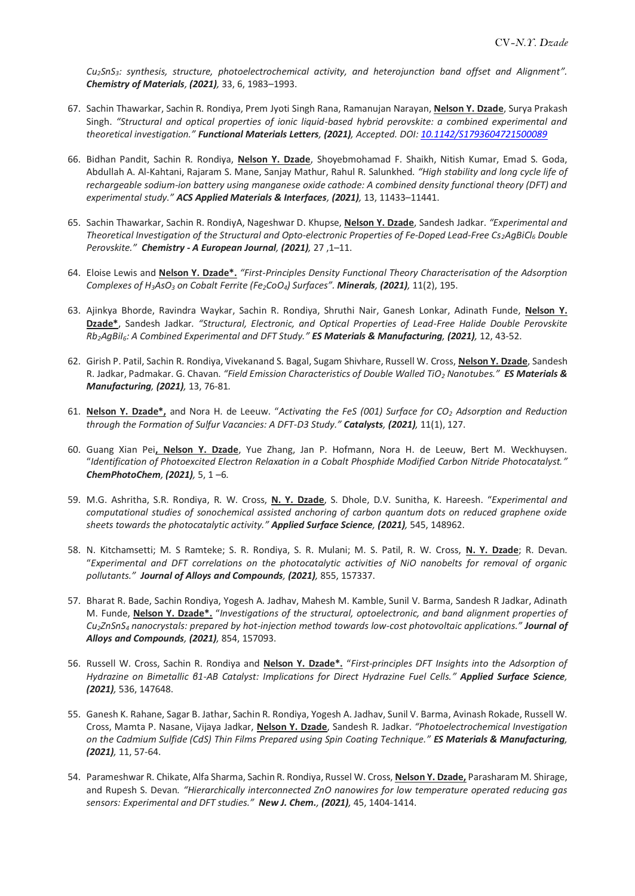*$Cu_2SnS_3$: synthesis, structure, photoelectrochemical activity, and heterojunction band offset and Alignment". **Chemistry of Materials**, **(2021)**,* 33, 6, 1983–1993.

67. Sachin Thawarkar, Sachin R. Rondiya, Prem Jyoti Singh Rana, Ramanujan Narayan, **Nelson Y. Dzade**, Surya Prakash Singh. *"Structural and optical properties of ionic liquid-based hybrid perovskite: a combined experimental and theoretical investigation." **Functional Materials Letters**, **(2021)**, Accepted. DOI: 10.1142/S1793604721500089*

66. Bidhan Pandit, Sachin R. Rondiya, **Nelson Y. Dzade**, Shoyebmohamad F. Shaikh, Nitish Kumar, Emad S. Goda, Abdullah A. Al-Kahtani, Rajaram S. Mane, Sanjay Mathur, Rahul R. Salunkhed. *"High stability and long cycle life of rechargeable sodium-ion battery using manganese oxide cathode: A combined density functional theory (DFT) and experimental study." **ACS Applied Materials & Interfaces**, **(2021)**,* 13, 11433–11441.

65. Sachin Thawarkar, Sachin R. RondiyA, Nageshwar D. Khupse, **Nelson Y. Dzade**, Sandesh Jadkar. *"Experimental and Theoretical Investigation of the Structural and Opto-electronic Properties of Fe-Doped Lead-Free $Cs_2AgBiCl_6$ Double Perovskite." **Chemistry - A European Journal**, **(2021)**,* 27 ,1–11.

64. Eloise Lewis and **Nelson Y. Dzade\*.** *"First-Principles Density Functional Theory Characterisation of the Adsorption Complexes of $H_3AsO_3$ on Cobalt Ferrite ($Fe_2CoO_4$) Surfaces". **Minerals**, **(2021)**,* 11(2), 195.

63. Ajinkya Bhorde, Ravindra Waykar, Sachin R. Rondiya, Shruthi Nair, Ganesh Lonkar, Adinath Funde, **Nelson Y. Dzade\***, Sandesh Jadkar. *"Structural, Electronic, and Optical Properties of Lead-Free Halide Double Perovskite $Rb_2AgBiI_6$: A Combined Experimental and DFT Study." **ES Materials & Manufacturing**, **(2021)**,* 12, 43-52.

62. Girish P. Patil, Sachin R. Rondiya, Vivekanand S. Bagal, Sugam Shivhare, Russell W. Cross, **Nelson Y. Dzade**, Sandesh R. Jadkar, Padmakar. G. Chavan. *"Field Emission Characteristics of Double Walled $TiO_2$ Nanotubes." **ES Materials & Manufacturing**, **(2021)**,* 13, 76-81.

61. **Nelson Y. Dzade\*,** and Nora H. de Leeuw. "*Activating the FeS (001) Surface for $CO_2$ Adsorption and Reduction through the Formation of Sulfur Vacancies: A DFT-D3 Study." **Catalysts**, **(2021)**,* 11(1), 127.

60. Guang Xian Pei**, Nelson Y. Dzade**, Yue Zhang, Jan P. Hofmann, Nora H. de Leeuw, Bert M. Weckhuysen. "*Identification of Photoexcited Electron Relaxation in a Cobalt Phosphide Modified Carbon Nitride Photocatalyst." **ChemPhotoChem**, **(2021)**,* 5, 1 –6.

59. M.G. Ashritha, S.R. Rondiya, R. W. Cross, **N. Y. Dzade**, S. Dhole, D.V. Sunitha, K. Hareesh. "*Experimental and computational studies of sonochemical assisted anchoring of carbon quantum dots on reduced graphene oxide sheets towards the photocatalytic activity." **Applied Surface Science**, **(2021)**,* 545, 148962.

58. N. Kitchamsetti; M. S Ramteke; S. R. Rondiya, S. R. Mulani; M. S. Patil, R. W. Cross, **N. Y. Dzade**; R. Devan. "*Experimental and DFT correlations on the photocatalytic activities of NiO nanobelts for removal of organic pollutants." **Journal of Alloys and Compounds**, **(2021)**,* 855, 157337.

57. Bharat R. Bade, Sachin Rondiya, Yogesh A. Jadhav, Mahesh M. Kamble, Sunil V. Barma, Sandesh R Jadkar, Adinath M. Funde, **Nelson Y. Dzade\*.** "*Investigations of the structural, optoelectronic, and band alignment properties of $Cu_2ZnSnS_4$ nanocrystals: prepared by hot-injection method towards low-cost photovoltaic applications." **Journal of Alloys and Compounds**, **(2021)**,* 854, 157093.

56. Russell W. Cross, Sachin R. Rondiya and **Nelson Y. Dzade\*.** "*First-principles DFT Insights into the Adsorption of Hydrazine on Bimetallic β1-AB Catalyst: Implications for Direct Hydrazine Fuel Cells." **Applied Surface Science**, **(2021)**,* 536, 147648.

55. Ganesh K. Rahane, Sagar B. Jathar, Sachin R. Rondiya, Yogesh A. Jadhav, Sunil V. Barma, Avinash Rokade, Russell W. Cross, Mamta P. Nasane, Vijaya Jadkar, **Nelson Y. Dzade**, Sandesh R. Jadkar. *"Photoelectrochemical Investigation on the Cadmium Sulfide (CdS) Thin Films Prepared using Spin Coating Technique." **ES Materials & Manufacturing**, **(2021)**,* 11, 57-64.

54. Parameshwar R. Chikate, Alfa Sharma, Sachin R. Rondiya, Russel W. Cross, **Nelson Y. Dzade,** Parasharam M. Shirage, and Rupesh S. Devan. *"Hierarchically interconnected ZnO nanowires for low temperature operated reducing gas sensors: Experimental and DFT studies." **New J. Chem.**, **(2021)**,* 45, 1404-1414.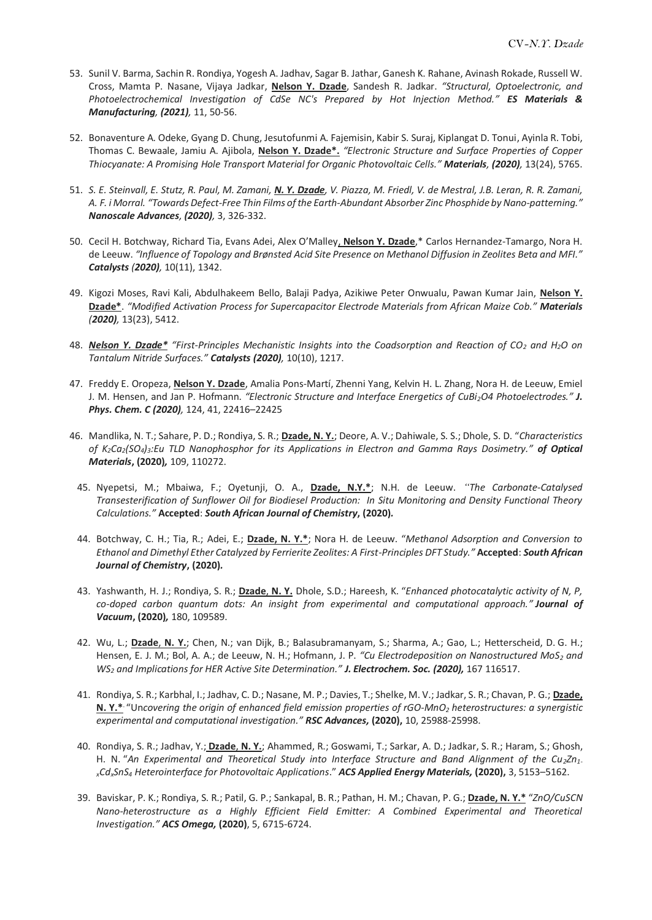53. Sunil V. Barma, Sachin R. Rondiya, Yogesh A. Jadhav, Sagar B. Jathar, Ganesh K. Rahane, Avinash Rokade, Russell W. Cross, Mamta P. Nasane, Vijaya Jadkar, **Nelson Y. Dzade**, Sandesh R. Jadkar. *"Structural, Optoelectronic, and Photoelectrochemical Investigation of CdSe NC's Prepared by Hot Injection Method." **ES Materials & Manufacturing, (2021)**,* 11, 50-56.

52. Bonaventure A. Odeke, Gyang D. Chung, Jesutofunmi A. Fajemisin, Kabir S. Suraj, Kiplangat D. Tonui, Ayinla R. Tobi, Thomas C. Bewaale, Jamiu A. Ajibola, **Nelson Y. Dzade*.** *"Electronic Structure and Surface Properties of Copper Thiocyanate: A Promising Hole Transport Material for Organic Photovoltaic Cells." **Materials, (2020)**,* 13(24), 5765.

51. *S. E. Steinvall, E. Stutz, R. Paul, M. Zamani, **N. Y. Dzade**, V. Piazza, M. Friedl, V. de Mestral, J.B. Leran, R. R. Zamani, A. F. i Morral. "Towards Defect-Free Thin Films of the Earth-Abundant Absorber Zinc Phosphide by Nano-patterning." **Nanoscale Advances, (2020)**,* 3, 326-332.

50. Cecil H. Botchway, Richard Tia, Evans Adei, Alex O'Malley, **Nelson Y. Dzade**,* Carlos Hernandez-Tamargo, Nora H. de Leeuw. *"Influence of Topology and Brønsted Acid Site Presence on Methanol Diffusion in Zeolites Beta and MFI." **Catalysts (2020)**,* 10(11), 1342.

49. Kigozi Moses, Ravi Kali, Abdulhakeem Bello, Balaji Padya, Azikiwe Peter Onwualu, Pawan Kumar Jain, **Nelson Y. Dzade***. *"Modified Activation Process for Supercapacitor Electrode Materials from African Maize Cob." **Materials (2020)**,* 13(23), 5412.

48. ***Nelson Y. Dzade**** *"First-Principles Mechanistic Insights into the Coadsorption and Reaction of $CO_2$ and $H_2O$ on Tantalum Nitride Surfaces." **Catalysts (2020)**,* 10(10), 1217.

47. Freddy E. Oropeza, **Nelson Y. Dzade**, Amalia Pons-Martí, Zhenni Yang, Kelvin H. L. Zhang, Nora H. de Leeuw, Emiel J. M. Hensen, and Jan P. Hofmann. *"Electronic Structure and Interface Energetics of $CuBi_2O4$ Photoelectrodes." **J. Phys. Chem. C (2020)**,* 124, 41, 22416–22425

46. Mandlika, N. T.; Sahare, P. D.; Rondiya, S. R.; **Dzade, N. Y.**; Deore, A. V.; Dahiwale, S. S.; Dhole, S. D. "*Characteristics of $K_2Ca_2(SO_4)_3$:Eu TLD Nanophosphor for its Applications in Electron and Gamma Rays Dosimetry." **of Optical Materials*, (2020)**,* 109, 110272.

45. Nyepetsi, M.; Mbaiwa, F.; Oyetunji, O. A., **Dzade, N.Y.***; N.H. de Leeuw. "*The Carbonate-Catalysed Transesterification of Sunflower Oil for Biodiesel Production: In Situ Monitoring and Density Functional Theory Calculations."* **Accepted**: ***South African Journal of Chemistry*, (2020).**

44. Botchway, C. H.; Tia, R.; Adei, E.; **Dzade, N. Y.***; Nora H. de Leeuw. "*Methanol Adsorption and Conversion to Ethanol and Dimethyl Ether Catalyzed by Ferrierite Zeolites: A First-Principles DFT Study."* **Accepted**: ***South African Journal of Chemistry*, (2020).**

43. Yashwanth, H. J.; Rondiya, S. R.; **Dzade, N. Y.** Dhole, S.D.; Hareesh, K. "*Enhanced photocatalytic activity of N, P, co-doped carbon quantum dots: An insight from experimental and computational approach." **Journal of Vacuum*, (2020)**,* 180, 109589.

42. Wu, L.; **Dzade, N. Y.**; Chen, N.; van Dijk, B.; Balasubramanyam, S.; Sharma, A.; Gao, L.; Hetterscheid, D. G. H.; Hensen, E. J. M.; Bol, A. A.; de Leeuw, N. H.; Hofmann, J. P. *"Cu Electrodeposition on Nanostructured $MoS_2$ and $WS_2$ and Implications for HER Active Site Determination." **J. Electrochem. Soc. (2020)**,* 167 116517.

41. Rondiya, S. R.; Karbhal, I.; Jadhav, C. D.; Nasane, M. P.; Davies, T.; Shelke, M. V.; Jadkar, S. R.; Chavan, P. G.; **Dzade, N. Y.***. "Un*covering the origin of enhanced field emission properties of rGO-$MnO_2$ heterostructures: a synergistic experimental and computational investigation." **RSC Advances*, (2020)**, 10, 25988-25998.

40. Rondiya, S. R.; Jadhav, Y.; **Dzade, N. Y.**; Ahammed, R.; Goswami, T.; Sarkar, A. D.; Jadkar, S. R.; Haram, S.; Ghosh, H. N. "*An Experimental and Theoretical Study into Interface Structure and Band Alignment of the $Cu_2Zn_{1-x}Cd_xSnS_4$ Heterointerface for Photovoltaic Applications*." ***ACS Applied Energy Materials*, (2020)**, 3, 5153–5162.

39. Baviskar, P. K.; Rondiya, S. R.; Patil, G. P.; Sankapal, B. R.; Pathan, H. M.; Chavan, P. G.; **Dzade, N. Y.*** "*ZnO/CuSCN Nano-heterostructure as a Highly Efficient Field Emitter: A Combined Experimental and Theoretical Investigation." **ACS Omega*, (2020)**, 5, 6715-6724.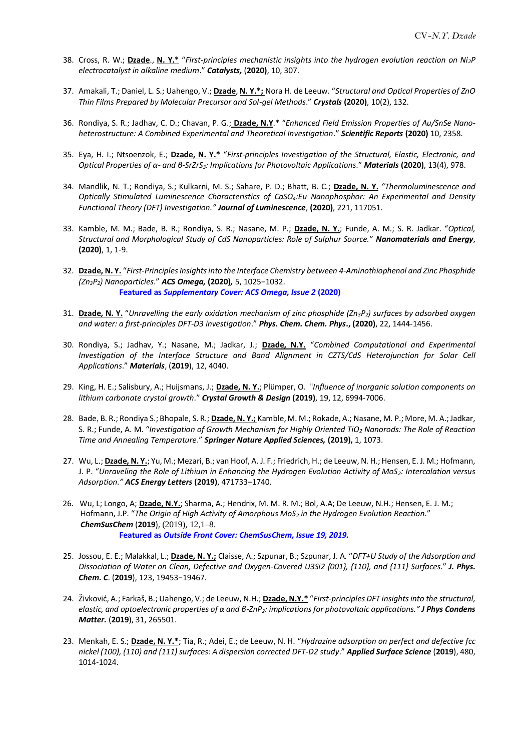38. Cross, R. W.; **Dzade**., **N. Y.*** "*First-principles mechanistic insights into the hydrogen evolution reaction on $Ni_2P$ electrocatalyst in alkaline medium*." ***Catalysts,*** (**2020**), 10, 307.

37. Amakali, T.; Daniel, L. S.; Uahengo, V.; **Dzade**, **N. Y.*;** Nora H. de Leeuw. "*Structural and Optical Properties of ZnO Thin Films Prepared by Molecular Precursor and Sol-gel Methods*." ***Crystals*** **(2020)**, 10(2), 132.

36. Rondiya, S. R.; Jadhav, C. D.; Chavan, P. G.; **Dzade, N.Y**.* "*Enhanced Field Emission Properties of Au/SnSe Nano-heterostructure: A Combined Experimental and Theoretical Investigation*." ***Scientific Reports*** **(2020)** 10, 2358.

35. Eya, H. I.; Ntsoenzok, E.; **Dzade, N. Y.*** "*First-principles Investigation of the Structural, Elastic, Electronic, and Optical Properties of α- and β-$SrZrS_3$: Implications for Photovoltaic Applications*." ***Materials*** **(2020)**, 13(4), 978.

34. Mandlik, N. T.; Rondiya, S.; Kulkarni, M. S.; Sahare, P. D.; Bhatt, B. C.; **Dzade, N. Y.** *"Thermoluminescence and Optically Stimulated Luminescence Characteristics of $CaSO_4$:Eu Nanophosphor: An Experimental and Density Functional Theory (DFT) Investigation."* ***Journal of Luminescence***, **(2020)**, 221, 117051.

33. Kamble, M. M.; Bade, B. R.; Rondiya, S. R.; Nasane, M. P.; **Dzade, N. Y.**; Funde, A. M.; S. R. Jadkar. "*Optical, Structural and Morphological Study of CdS Nanoparticles: Role of Sulphur Source.*" ***Nanomaterials and Energy***, **(2020)**, 1, 1-9.

32. **Dzade, N. Y.** "*First-Principles Insights into the Interface Chemistry between 4-Aminothiophenol and Zinc Phosphide ($Zn_3P_2$) Nanoparticles*." ***ACS Omega,*** **(2020),** 5, 1025−1032.
    **Featured as *Supplementary Cover: ACS Omega, Issue 2* (2020)**

31. **Dzade, N. Y.** "*Unravelling the early oxidation mechanism of zinc phosphide ($Zn_3P_2$) surfaces by adsorbed oxygen and water: a first-principles DFT-D3 investigation*." ***Phys. Chem. Chem. Phys*., (2020)**, 22, 1444-1456.

30. Rondiya, S.; Jadhav, Y.; Nasane, M.; Jadkar, J.; **Dzade, N.Y.** "*Combined Computational and Experimental Investigation of the Interface Structure and Band Alignment in CZTS/CdS Heterojunction for Solar Cell Applications*." ***Materials***, (**2019**), 12, 4040.

29. King, H. E.; Salisbury, A.; Huijsmans, J.; **Dzade, N. Y.**; Plümper, O. "*Influence of inorganic solution components on lithium carbonate crystal growth*." ***Crystal Growth & Design*** **(2019)**, 19, 12, 6994-7006.

28. Bade, B. R.; Rondiya S.; Bhopale, S. R.; **Dzade, N. Y.;** Kamble, M. M.; Rokade, A.; Nasane, M. P.; More, M. A.; Jadkar, S. R.; Funde, A. M. "*Investigation of Growth Mechanism for Highly Oriented $TiO_2$ Nanorods: The Role of Reaction Time and Annealing Temperature*." ***Springer Nature Applied Sciences,*** **(2019),** 1, 1073.

27. Wu, L.; **Dzade, N. Y.**; Yu, M.; Mezari, B.; van Hoof, A. J. F.; Friedrich, H.; de Leeuw, N. H.; Hensen, E. J. M.; Hofmann, J. P. "*Unraveling the Role of Lithium in Enhancing the Hydrogen Evolution Activity of $MoS_2$: Intercalation versus Adsorption."* ***ACS Energy Letters*** **(2019)**, 471733−1740.

26. Wu, L; Longo, A; **Dzade, N.Y.**; Sharma, A.; Hendrix, M. M. R. M.; Bol, A.A; De Leeuw, N.H.; Hensen, E. J. M.; Hofmann, J.P. "*The Origin of High Activity of Amorphous $MoS_2$ in the Hydrogen Evolution Reaction*." ***ChemSusChem*** (**2019**), (2019), 12,1–8.
    **Featured as *Outside Front Cover: ChemSusChem, Issue 19, 2019.***

25. Jossou, E. E.; Malakkal, L.; **Dzade, N. Y.;** Claisse, A.; Szpunar, B.; Szpunar, J. A. "*DFT+U Study of the Adsorption and Dissociation of Water on Clean, Defective and Oxygen-Covered $U_3Si_2$ {001}, {110}, and {111} Surfaces*." ***J. Phys. Chem. C***. (**2019**), 123, 19453−19467.

24. Živković, A.; Farkaš, B.; Uahengo, V.; de Leeuw, N.H.; **Dzade, N.Y.*** "*First-principles DFT insights into the structural, elastic, and optoelectronic properties of α and β-$ZnP_2$: implications for photovoltaic applications." **J Phys Condens Matter.*** (**2019**), 31, 265501.

23. Menkah, E. S.; **Dzade, N. Y.***; Tia, R.; Adei, E.; de Leeuw, N. H. "*Hydrazine adsorption on perfect and defective fcc nickel (100), (110) and (111) surfaces: A dispersion corrected DFT-D2 study*." ***Applied Surface Science*** (**2019**), 480, 1014-1024.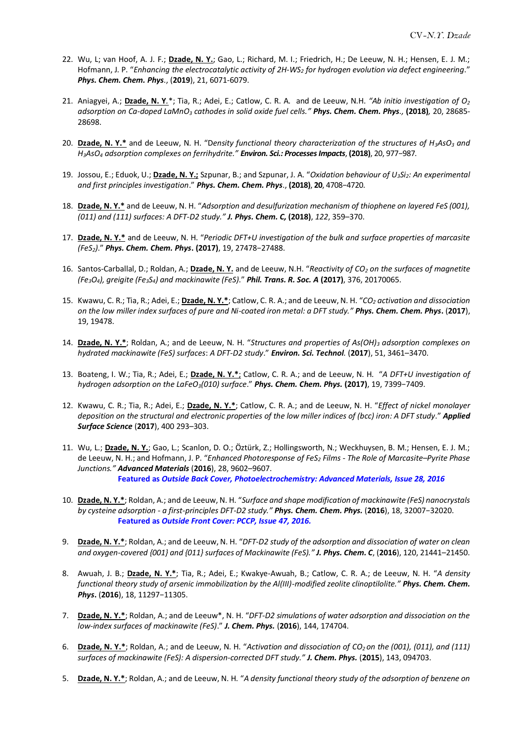22. Wu, L; van Hoof, A. J. F.; **Dzade, N. Y.**; Gao, L.; Richard, M. I.; Friedrich, H.; De Leeuw, N. H.; Hensen, E. J. M.; Hofmann, J. P. "*Enhancing the electrocatalytic activity of 2H-$WS_2$ for hydrogen evolution via defect engineering*." ***Phys. Chem. Chem. Phys***., (**2019**), 21, 6071-6079.

21. Aniagyei, A.; **Dzade, N. Y**.*; Tia, R.; Adei, E.; Catlow, C. R. A. and de Leeuw, N.H. *"Ab initio investigation of $O_2$ adsorption on Ca-doped $LaMnO_3$ cathodes in solid oxide fuel cells."* ***Phys. Chem. Chem. Phys***., **(2018)**, 20, 28685-28698.

20. **Dzade, N. Y.*** and de Leeuw, N. H. "*Density functional theory characterization of the structures of $H_3AsO_3$ and $H_3AsO_4$ adsorption complexes on ferrihydrite.*" ***Environ. Sci.: Processes Impacts***, **(2018)**, 20, 977−987.

19. Jossou, E.; Eduok, U.; **Dzade, N. Y.;** Szpunar, B.; and Szpunar, J. A. "*Oxidation behaviour of $U_3Si_2$: An experimental and first principles investigation*." ***Phys. Chem. Chem. Phys***., **(2018)**, **20**, 4708−4720.

18. **Dzade, N. Y.*** and de Leeuw, N. H. "*Adsorption and desulfurization mechanism of thiophene on layered FeS (001), (011) and (111) surfaces: A DFT-D2 study.*" ***J. Phys. Chem. C,*** **(2018)**, *122*, 359–370.

17. **Dzade, N. Y.*** and de Leeuw, N. H. "*Periodic DFT+U investigation of the bulk and surface properties of marcasite ($FeS_2$)*." ***Phys. Chem. Chem. Phys*. (2017)**, 19, 27478−27488.

16. Santos-Carballal, D.; Roldan, A.; **Dzade, N. Y.** and de Leeuw, N.H. "*Reactivity of $CO_2$ on the surfaces of magnetite ($Fe_3O_4$), greigite ($Fe_3S_4$) and mackinawite (FeS)*." ***Phil. Trans. R. Soc. A*** **(2017)**, 376, 20170065.

15. Kwawu, C. R.; Tia, R.; Adei, E.; **Dzade, N. Y.***; Catlow, C. R. A.; and de Leeuw, N. H. "*$CO_2$ activation and dissociation on the low miller index surfaces of pure and Ni-coated iron metal: a DFT study.*" ***Phys. Chem. Chem. Phys***. (**2017**), 19, 19478.

14. **Dzade, N. Y.***; Roldan, A.; and de Leeuw, N. H. "*Structures and properties of $As(OH)_3$ adsorption complexes on hydrated mackinawite (FeS) surfaces*: *A DFT-D2 study*." ***Environ. Sci. Technol.*** (**2017**), 51, 3461–3470.

13. Boateng, I. W.; Tia, R.; Adei, E.; **Dzade, N. Y.***; Catlow, C. R. A.; and de Leeuw, N. H. "*A DFT+U investigation of hydrogen adsorption on the $LaFeO_3$(010) surface*." ***Phys. Chem. Chem. Phys.*** **(2017)**, 19, 7399−7409.

12. Kwawu, C. R.; Tia, R.; Adei, E.; **Dzade, N. Y.***; Catlow, C. R. A.; and de Leeuw, N. H. "*Effect of nickel monolayer deposition on the structural and electronic properties of the low miller indices of (bcc) iron: A DFT study*." ***Applied Surface Science*** (**2017**), 400 293–303.

11. Wu, L.; **Dzade, N. Y.**; Gao, L.; Scanlon, D. O.; Öztürk, Z.; Hollingsworth, N.; Weckhuysen, B. M.; Hensen, E. J. M.; de Leeuw, N. H.; and Hofmann, J. P. "*Enhanced Photoresponse of $FeS_2$ Films - The Role of Marcasite–Pyrite Phase Junctions.*" ***Advanced Materials*** (**2016**), 28, 9602–9607.
    **Featured as *Outside Back Cover, Photoelectrochemistry: Advanced Materials, Issue 28, 2016***

10. **Dzade, N. Y.***; Roldan, A.; and de Leeuw, N. H. "*Surface and shape modification of mackinawite (FeS) nanocrystals by cysteine adsorption - a first-principles DFT-D2 study.*" ***Phys. Chem. Chem. Phys.*** (**2016**), 18, 32007−32020.
    **Featured as *Outside Front Cover: PCCP, Issue 47, 2016.***

9. **Dzade, N. Y.***; Roldan, A.; and de Leeuw, N. H. "*DFT-D2 study of the adsorption and dissociation of water on clean and oxygen-covered {001} and {011} surfaces of Mackinawite (FeS).*" ***J. Phys. Chem. C***, (**2016**), 120, 21441–21450.

8. Awuah, J. B.; **Dzade, N. Y.***; Tia, R.; Adei, E.; Kwakye-Awuah, B.; Catlow, C. R. A.; de Leeuw, N. H. "*A density functional theory study of arsenic immobilization by the Al(III)-modified zeolite clinoptilolite.*" ***Phys. Chem. Chem. Phys***. (**2016**), 18, 11297−11305.

7. **Dzade, N. Y.***; Roldan, A.; and de Leeuw*, N. H. "*DFT-D2 simulations of water adsorption and dissociation on the low-index surfaces of mackinawite (FeS)*." ***J. Chem. Phys.*** (**2016**), 144, 174704.

6. **Dzade, N. Y.***; Roldan, A.; and de Leeuw, N. H. "*Activation and dissociation of $CO_2$ on the (001), (011), and (111) surfaces of mackinawite (FeS): A dispersion-corrected DFT study.*" ***J. Chem. Phys.*** (**2015**), 143, 094703.

5. **Dzade, N. Y.***; Roldan, A.; and de Leeuw, N. H. "*A density functional theory study of the adsorption of benzene on*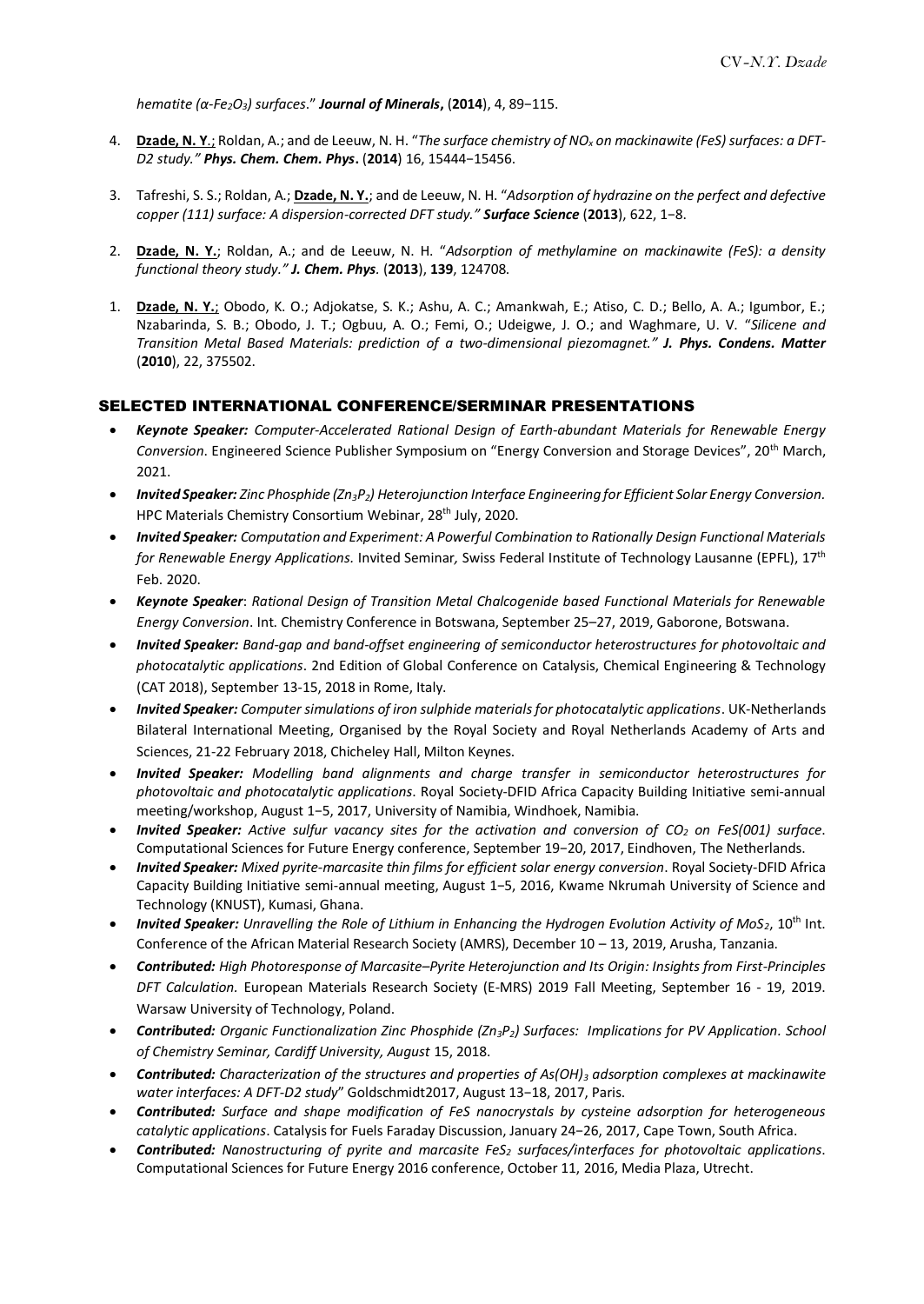*hematite (α-$Fe_2O_3$) surfaces*." ***Journal of Minerals*, (2014)**, 4, 89−115.

4. **<u>Dzade, N. Y</u>.**; Roldan, A.; and de Leeuw, N. H. "*The surface chemistry of $NO_x$ on mackinawite (FeS) surfaces: a DFT-D2 study." **Phys. Chem. Chem. Phys***. (**2014**) 16, 15444−15456.

3. Tafreshi, S. S.; Roldan, A.; **<u>Dzade, N. Y.</u>**; and de Leeuw, N. H. "*Adsorption of hydrazine on the perfect and defective copper (111) surface: A dispersion-corrected DFT study." **Surface Science*** (**2013**), 622, 1−8.

2. **<u>Dzade, N. Y.</u>**; Roldan, A.; and de Leeuw, N. H. "*Adsorption of methylamine on mackinawite (FeS): a density functional theory study." **J. Chem. Phys.*** (**2013**), **139**, 124708.

1. **<u>Dzade, N. Y.</u>**; Obodo, K. O.; Adjokatse, S. K.; Ashu, A. C.; Amankwah, E.; Atiso, C. D.; Bello, A. A.; Igumbor, E.; Nzabarinda, S. B.; Obodo, J. T.; Ogbuu, A. O.; Femi, O.; Udeigwe, J. O.; and Waghmare, U. V. "*Silicene and Transition Metal Based Materials: prediction of a two-dimensional piezomagnet." **J. Phys. Condens. Matter*** (**2010**), 22, 375502.

## SELECTED INTERNATIONAL CONFERENCE/SERMINAR PRESENTATIONS

- ***Keynote Speaker:*** *Computer-Accelerated Rational Design of Earth-abundant Materials for Renewable Energy Conversion*. Engineered Science Publisher Symposium on "Energy Conversion and Storage Devices", 20th March, 2021.
- ***Invited Speaker:*** *Zinc Phosphide ($Zn_3P_2$) Heterojunction Interface Engineering for Efficient Solar Energy Conversion.* HPC Materials Chemistry Consortium Webinar, 28th July, 2020.
- ***Invited Speaker:*** *Computation and Experiment: A Powerful Combination to Rationally Design Functional Materials for Renewable Energy Applications.* Invited Seminar*,* Swiss Federal Institute of Technology Lausanne (EPFL), 17th Feb. 2020.
- ***Keynote Speaker***: *Rational Design of Transition Metal Chalcogenide based Functional Materials for Renewable Energy Conversion*. Int. Chemistry Conference in Botswana, September 25–27, 2019, Gaborone, Botswana.
- ***Invited Speaker:*** *Band-gap and band-offset engineering of semiconductor heterostructures for photovoltaic and photocatalytic applications*. 2nd Edition of Global Conference on Catalysis, Chemical Engineering & Technology (CAT 2018), September 13-15, 2018 in Rome, Italy.
- ***Invited Speaker:*** *Computer simulations of iron sulphide materials for photocatalytic applications*. UK-Netherlands Bilateral International Meeting, Organised by the Royal Society and Royal Netherlands Academy of Arts and Sciences, 21-22 February 2018, Chicheley Hall, Milton Keynes.
- ***Invited Speaker:*** *Modelling band alignments and charge transfer in semiconductor heterostructures for photovoltaic and photocatalytic applications.* Royal Society-DFID Africa Capacity Building Initiative semi-annual meeting/workshop, August 1−5, 2017, University of Namibia, Windhoek, Namibia.
- ***Invited Speaker:*** *Active sulfur vacancy sites for the activation and conversion of $CO_2$ on FeS(001) surface.* Computational Sciences for Future Energy conference, September 19−20, 2017, Eindhoven, The Netherlands.
- ***Invited Speaker:*** *Mixed pyrite-marcasite thin films for efficient solar energy conversion*. Royal Society-DFID Africa Capacity Building Initiative semi-annual meeting, August 1−5, 2016, Kwame Nkrumah University of Science and Technology (KNUST), Kumasi, Ghana.
- ***Invited Speaker:*** *Unravelling the Role of Lithium in Enhancing the Hydrogen Evolution Activity of $MoS_2$*, 10th Int. Conference of the African Material Research Society (AMRS), December 10 – 13, 2019, Arusha, Tanzania.
- ***Contributed:*** *High Photoresponse of Marcasite–Pyrite Heterojunction and Its Origin: Insights from First-Principles DFT Calculation.* European Materials Research Society (E-MRS) 2019 Fall Meeting, September 16 - 19, 2019. Warsaw University of Technology, Poland.
- ***Contributed:*** *Organic Functionalization Zinc Phosphide ($Zn_3P_2$) Surfaces: Implications for PV Application. School of Chemistry Seminar, Cardiff University, August* 15, 2018.
- ***Contributed:*** *Characterization of the structures and properties of $As(OH)_3$ adsorption complexes at mackinawite water interfaces: A DFT-D2 study*" Goldschmidt2017, August 13−18, 2017, Paris.
- ***Contributed:*** *Surface and shape modification of FeS nanocrystals by cysteine adsorption for heterogeneous catalytic applications*. Catalysis for Fuels Faraday Discussion, January 24−26, 2017, Cape Town, South Africa.
- ***Contributed:*** *Nanostructuring of pyrite and marcasite $FeS_2$ surfaces/interfaces for photovoltaic applications*. Computational Sciences for Future Energy 2016 conference, October 11, 2016, Media Plaza, Utrecht.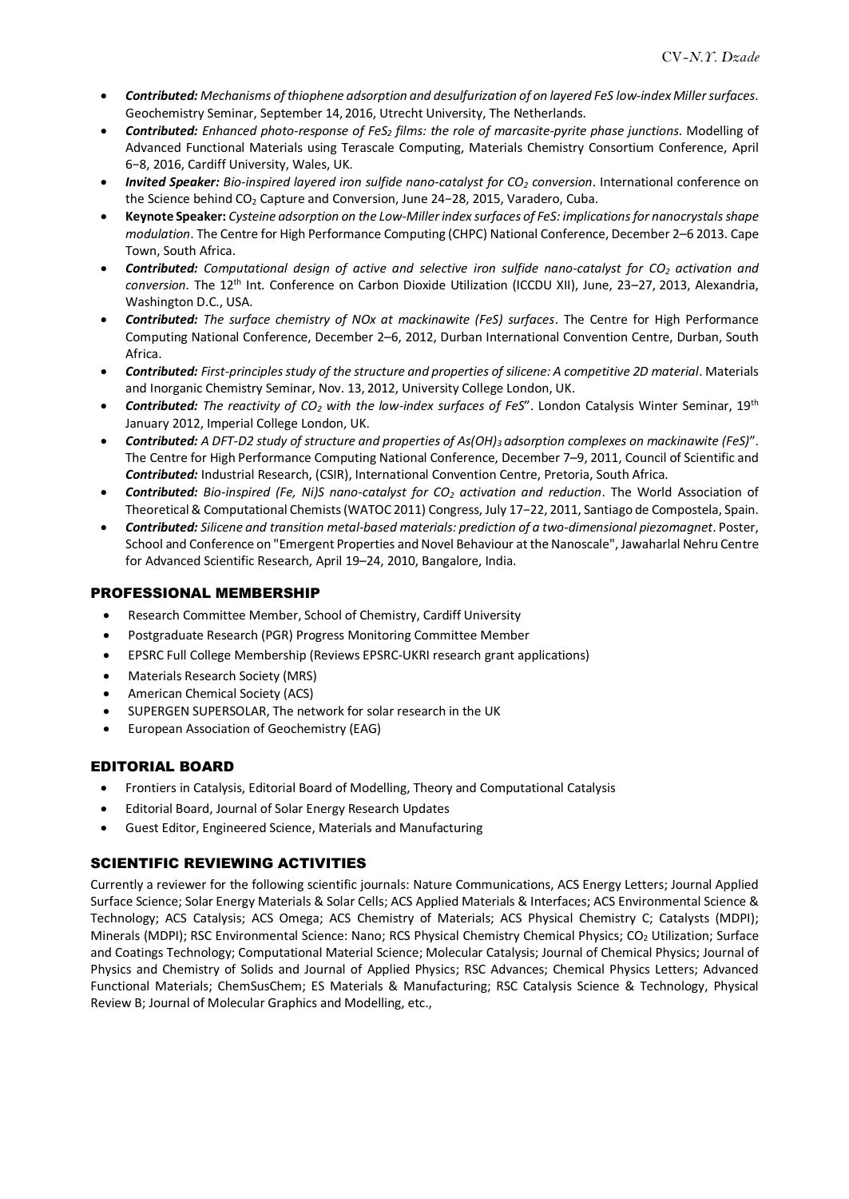- ***Contributed:*** *Mechanisms of thiophene adsorption and desulfurization of on layered FeS low-index Miller surfaces*. Geochemistry Seminar, September 14, 2016, Utrecht University, The Netherlands.
- ***Contributed:*** *Enhanced photo-response of $FeS_2$ films: the role of marcasite-pyrite phase junctions*. Modelling of Advanced Functional Materials using Terascale Computing, Materials Chemistry Consortium Conference, April 6−8, 2016, Cardiff University, Wales, UK.
- ***Invited Speaker:*** *Bio-inspired layered iron sulfide nano-catalyst for $CO_2$ conversion*. International conference on the Science behind $CO_2$ Capture and Conversion, June 24−28, 2015, Varadero, Cuba.
- **Keynote Speaker:** *Cysteine adsorption on the Low-Miller index surfaces of FeS: implications for nanocrystals shape modulation*. The Centre for High Performance Computing (CHPC) National Conference, December 2–6 2013. Cape Town, South Africa.
- ***Contributed:*** *Computational design of active and selective iron sulfide nano-catalyst for $CO_2$ activation and conversion*. The 12th Int. Conference on Carbon Dioxide Utilization (ICCDU XII), June, 23–27, 2013, Alexandria, Washington D.C., USA.
- ***Contributed:*** *The surface chemistry of NOx at mackinawite (FeS) surfaces*. The Centre for High Performance Computing National Conference, December 2–6, 2012, Durban International Convention Centre, Durban, South Africa.
- ***Contributed:*** *First-principles study of the structure and properties of silicene: A competitive 2D material*. Materials and Inorganic Chemistry Seminar, Nov. 13, 2012, University College London, UK.
- ***Contributed:*** *The reactivity of $CO_2$ with the low-index surfaces of FeS*". London Catalysis Winter Seminar, 19th January 2012, Imperial College London, UK.
- ***Contributed:*** *A DFT-D2 study of structure and properties of $As(OH)_3$ adsorption complexes on mackinawite (FeS)*". The Centre for High Performance Computing National Conference, December 7–9, 2011, Council of Scientific and ***Contributed:*** Industrial Research, (CSIR), International Convention Centre, Pretoria, South Africa.
- ***Contributed:*** *Bio-inspired (Fe, Ni)S nano-catalyst for $CO_2$ activation and reduction*. The World Association of Theoretical & Computational Chemists (WATOC 2011) Congress, July 17−22, 2011, Santiago de Compostela, Spain.
- ***Contributed:*** *Silicene and transition metal-based materials: prediction of a two-dimensional piezomagnet*. Poster, School and Conference on "Emergent Properties and Novel Behaviour at the Nanoscale", Jawaharlal Nehru Centre for Advanced Scientific Research, April 19–24, 2010, Bangalore, India.

## PROFESSIONAL MEMBERSHIP

- Research Committee Member, School of Chemistry, Cardiff University
- Postgraduate Research (PGR) Progress Monitoring Committee Member
- EPSRC Full College Membership (Reviews EPSRC-UKRI research grant applications)
- Materials Research Society (MRS)
- American Chemical Society (ACS)
- SUPERGEN SUPERSOLAR, The network for solar research in the UK
- European Association of Geochemistry (EAG)

## EDITORIAL BOARD

- Frontiers in Catalysis, Editorial Board of Modelling, Theory and Computational Catalysis
- Editorial Board, Journal of Solar Energy Research Updates
- Guest Editor, Engineered Science, Materials and Manufacturing

## SCIENTIFIC REVIEWING ACTIVITIES

Currently a reviewer for the following scientific journals: Nature Communications, ACS Energy Letters; Journal Applied Surface Science; Solar Energy Materials & Solar Cells; ACS Applied Materials & Interfaces; ACS Environmental Science & Technology; ACS Catalysis; ACS Omega; ACS Chemistry of Materials; ACS Physical Chemistry C; Catalysts (MDPI); Minerals (MDPI); RSC Environmental Science: Nano; RCS Physical Chemistry Chemical Physics; $CO_2$ Utilization; Surface and Coatings Technology; Computational Material Science; Molecular Catalysis; Journal of Chemical Physics; Journal of Physics and Chemistry of Solids and Journal of Applied Physics; RSC Advances; Chemical Physics Letters; Advanced Functional Materials; ChemSusChem; ES Materials & Manufacturing; RSC Catalysis Science & Technology, Physical Review B; Journal of Molecular Graphics and Modelling, etc.,